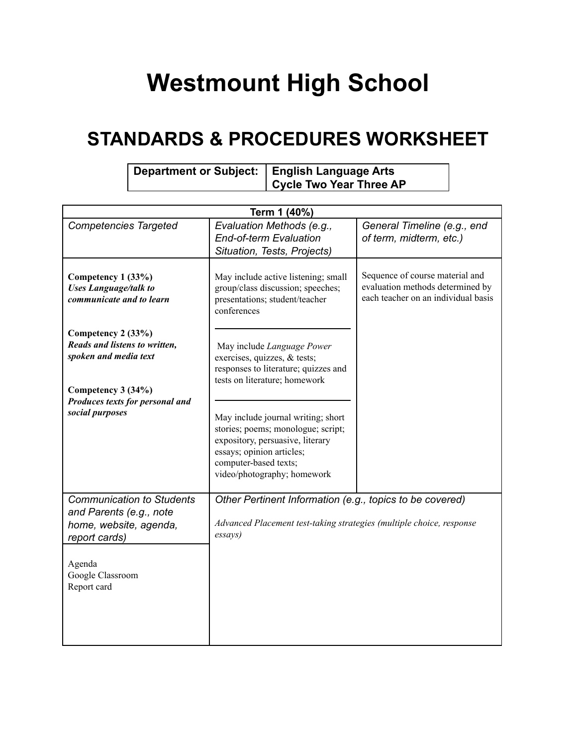# Westmount High School

## STANDARDS & PROCEDURES WORKSHEET

| Department or Subject: | English Language Arts<br>Cycle Two Year Three AP |
|---|---|

| Term 1 (40%) | | |
|---|---|---|
| *Competencies Targeted* | *Evaluation Methods (e.g., End-of-term Evaluation Situation, Tests, Projects)* | *General Timeline (e.g., end of term, midterm, etc.)* |
| **Competency 1 (33%)**<br>***Uses Language/talk to communicate and to learn*** | May include active listening; small group/class discussion; speeches; presentations; student/teacher conferences | Sequence of course material and evaluation methods determined by each teacher on an individual basis |
| **Competency 2 (33%)**<br>***Reads and listens to written, spoken and media text*** | May include *Language Power* exercises, quizzes, & tests; responses to literature; quizzes and tests on literature; homework | |
| **Competency 3 (34%)**<br>***Produces texts for personal and social purposes*** | May include journal writing; short stories; poems; monologue; script; expository, persuasive, literary essays; opinion articles; computer-based texts; video/photography; homework | |
| *Communication to Students and Parents (e.g., note home, website, agenda, report cards)* | *Other Pertinent Information (e.g., topics to be covered)* | |
| Agenda<br>Google Classroom<br>Report card | *Advanced Placement test-taking strategies (multiple choice, response essays)* | |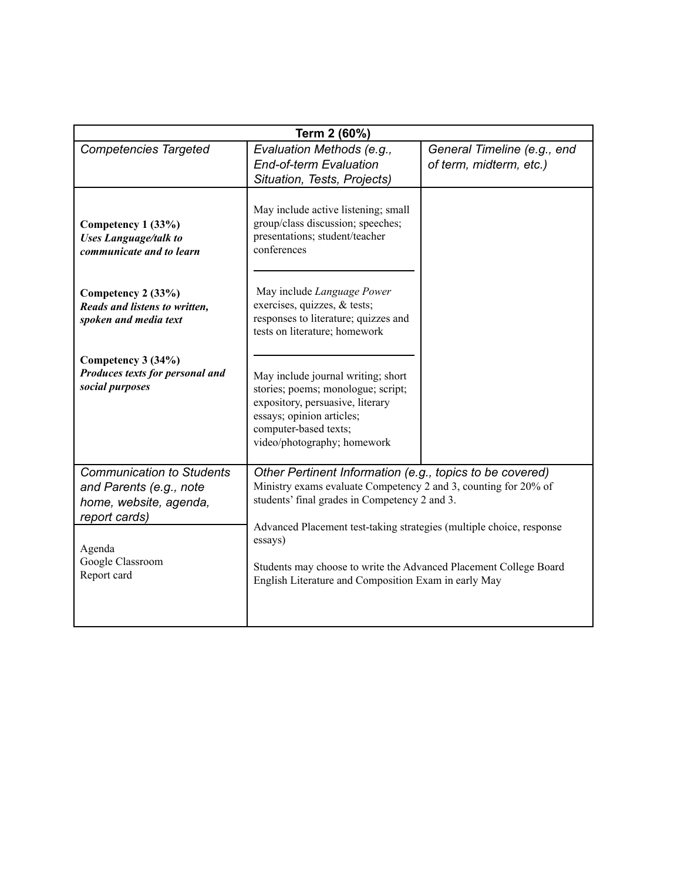| Term 2 (60%) | | |
|---|---|---|
| *Competencies Targeted* | *Evaluation Methods (e.g., End-of-term Evaluation Situation, Tests, Projects)* | *General Timeline (e.g., end of term, midterm, etc.)* |
| **Competency 1 (33%)** ***Uses Language/talk to communicate and to learn*** | May include active listening; small group/class discussion; speeches; presentations; student/teacher conferences | |
| **Competency 2 (33%)** ***Reads and listens to written, spoken and media text*** | May include *Language Power* exercises, quizzes, & tests; responses to literature; quizzes and tests on literature; homework | |
| **Competency 3 (34%)** ***Produces texts for personal and social purposes*** | May include journal writing; short stories; poems; monologue; script; expository, persuasive, literary essays; opinion articles; computer-based texts; video/photography; homework | |
| *Communication to Students and Parents (e.g., note home, website, agenda, report cards)* | *Other Pertinent Information (e.g., topics to be covered)* Ministry exams evaluate Competency 2 and 3, counting for 20% of students' final grades in Competency 2 and 3. Advanced Placement test-taking strategies (multiple choice, response essays) Students may choose to write the Advanced Placement College Board English Literature and Composition Exam in early May | |
| Agenda Google Classroom Report card | | |